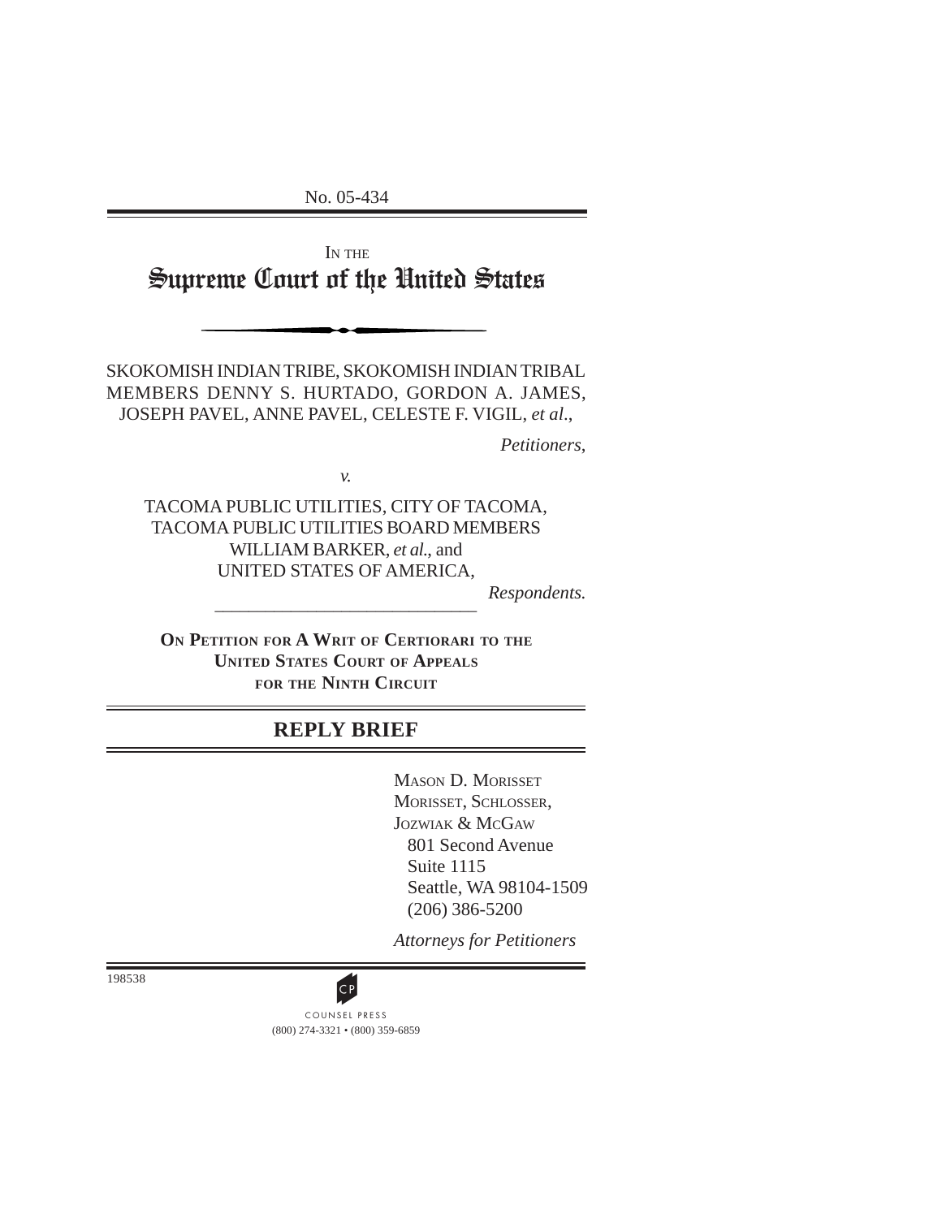No. 05-434

IN THE

# Supreme Court of the United States

SKOKOMISH INDIAN TRIBE, SKOKOMISH INDIAN TRIBAL MEMBERS DENNY S. HURTADO, GORDON A. JAMES, JOSEPH PAVEL, ANNE PAVEL, CELESTE F. VIGIL, *et al*.,

*Petitioners*,

*v.*

TACOMA PUBLIC UTILITIES, CITY OF TACOMA, TACOMA PUBLIC UTILITIES BOARD MEMBERS WILLIAM BARKER, *et al.*, and UNITED STATES OF AMERICA,

*Respondents.*

**ON PETITION FOR A WRIT OF CERTIORARI TO THE UNITED STATES COURT OF APPEALS FOR THE NINTH CIRCUIT**

## REPLY BRIEF

MASON D. MORISSET
MORISSET, SCHLOSSER, JOZWIAK & MCGAW
801 Second Avenue
Suite 1115
Seattle, WA 98104-1509
(206) 386-5200

*Attorneys for Petitioners*

198538

COUNSEL PRESS
(800) 274-3321 • (800) 359-6859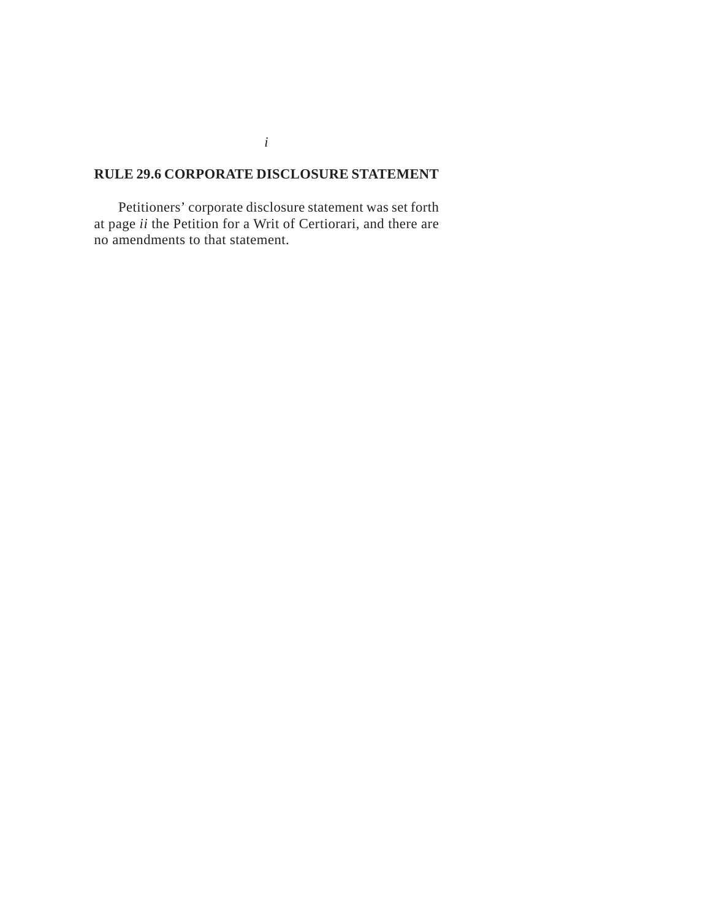## RULE 29.6 CORPORATE DISCLOSURE STATEMENT

Petitioners' corporate disclosure statement was set forth at page *ii* the Petition for a Writ of Certiorari, and there are no amendments to that statement.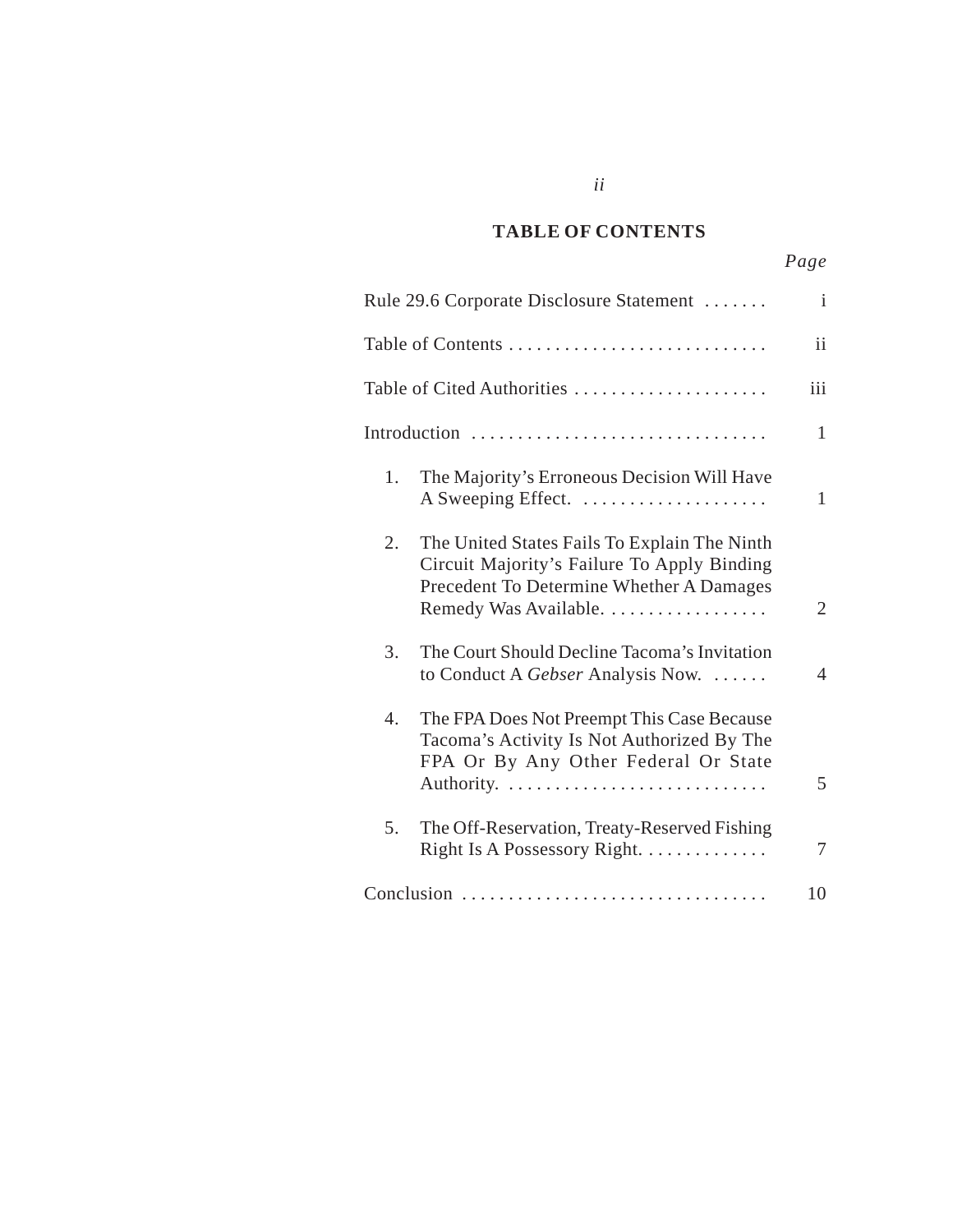## TABLE OF CONTENTS

| | Page |
|---|---|
| Rule 29.6 Corporate Disclosure Statement | i |
| Table of Contents | ii |
| Table of Cited Authorities | iii |
| Introduction | 1 |
| 1. The Majority's Erroneous Decision Will Have A Sweeping Effect. | 1 |
| 2. The United States Fails To Explain The Ninth Circuit Majority's Failure To Apply Binding Precedent To Determine Whether A Damages Remedy Was Available. | 2 |
| 3. The Court Should Decline Tacoma's Invitation to Conduct A *Gebser* Analysis Now. | 4 |
| 4. The FPA Does Not Preempt This Case Because Tacoma's Activity Is Not Authorized By The FPA Or By Any Other Federal Or State Authority. | 5 |
| 5. The Off-Reservation, Treaty-Reserved Fishing Right Is A Possessory Right. | 7 |
| Conclusion | 10 |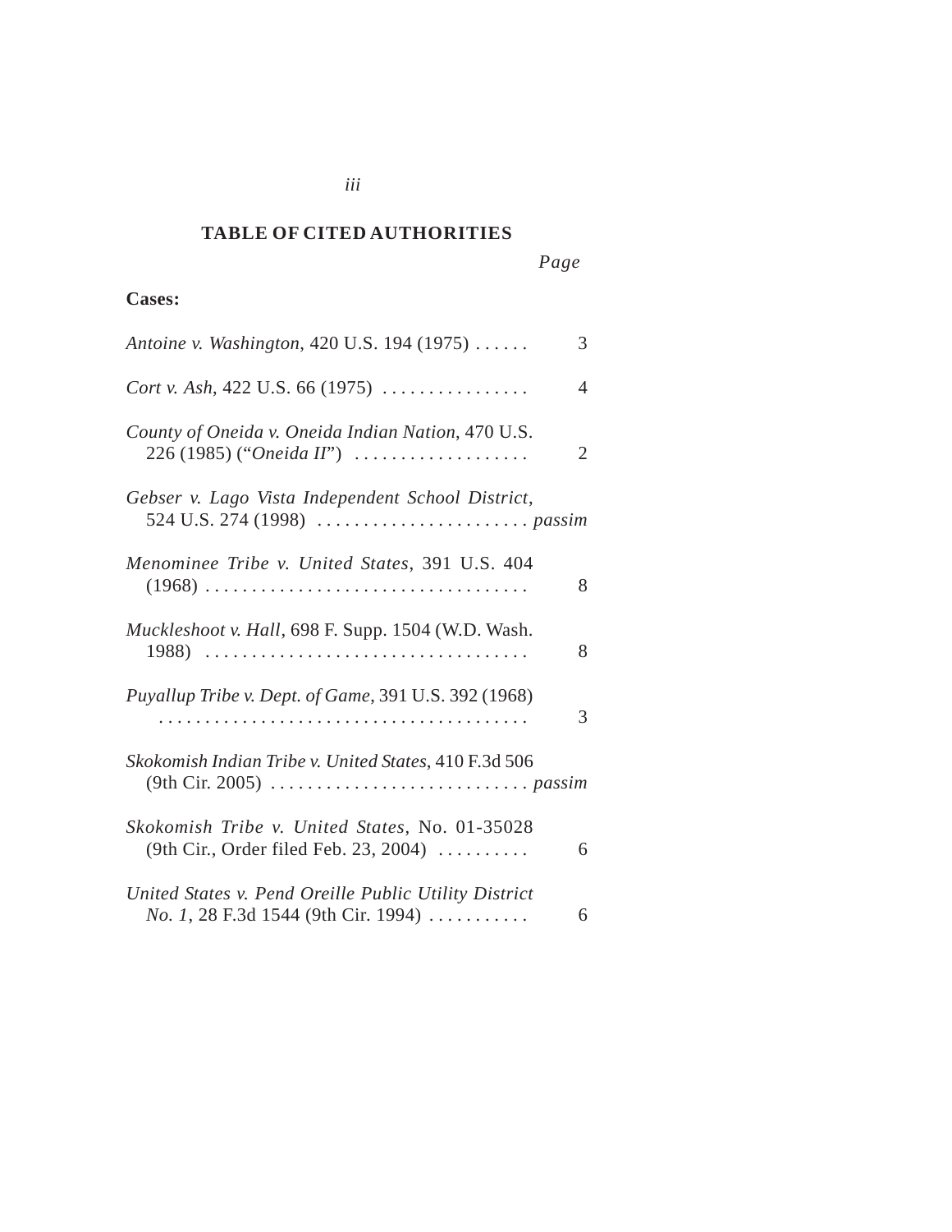## TABLE OF CITED AUTHORITIES

| | *Page* |
|---|---|
| **Cases:** | |
| *Antoine v. Washington*, 420 U.S. 194 (1975) | 3 |
| *Cort v. Ash*, 422 U.S. 66 (1975) | 4 |
| *County of Oneida v. Oneida Indian Nation*, 470 U.S. 226 (1985) ("*Oneida II*") | 2 |
| *Gebser v. Lago Vista Independent School District*, 524 U.S. 274 (1998) | *passim* |
| *Menominee Tribe v. United States*, 391 U.S. 404 (1968) | 8 |
| *Muckleshoot v. Hall*, 698 F. Supp. 1504 (W.D. Wash. 1988) | 8 |
| *Puyallup Tribe v. Dept. of Game*, 391 U.S. 392 (1968) | 3 |
| *Skokomish Indian Tribe v. United States*, 410 F.3d 506 (9th Cir. 2005) | *passim* |
| *Skokomish Tribe v. United States*, No. 01-35028 (9th Cir., Order filed Feb. 23, 2004) | 6 |
| *United States v. Pend Oreille Public Utility District No. 1*, 28 F.3d 1544 (9th Cir. 1994) | 6 |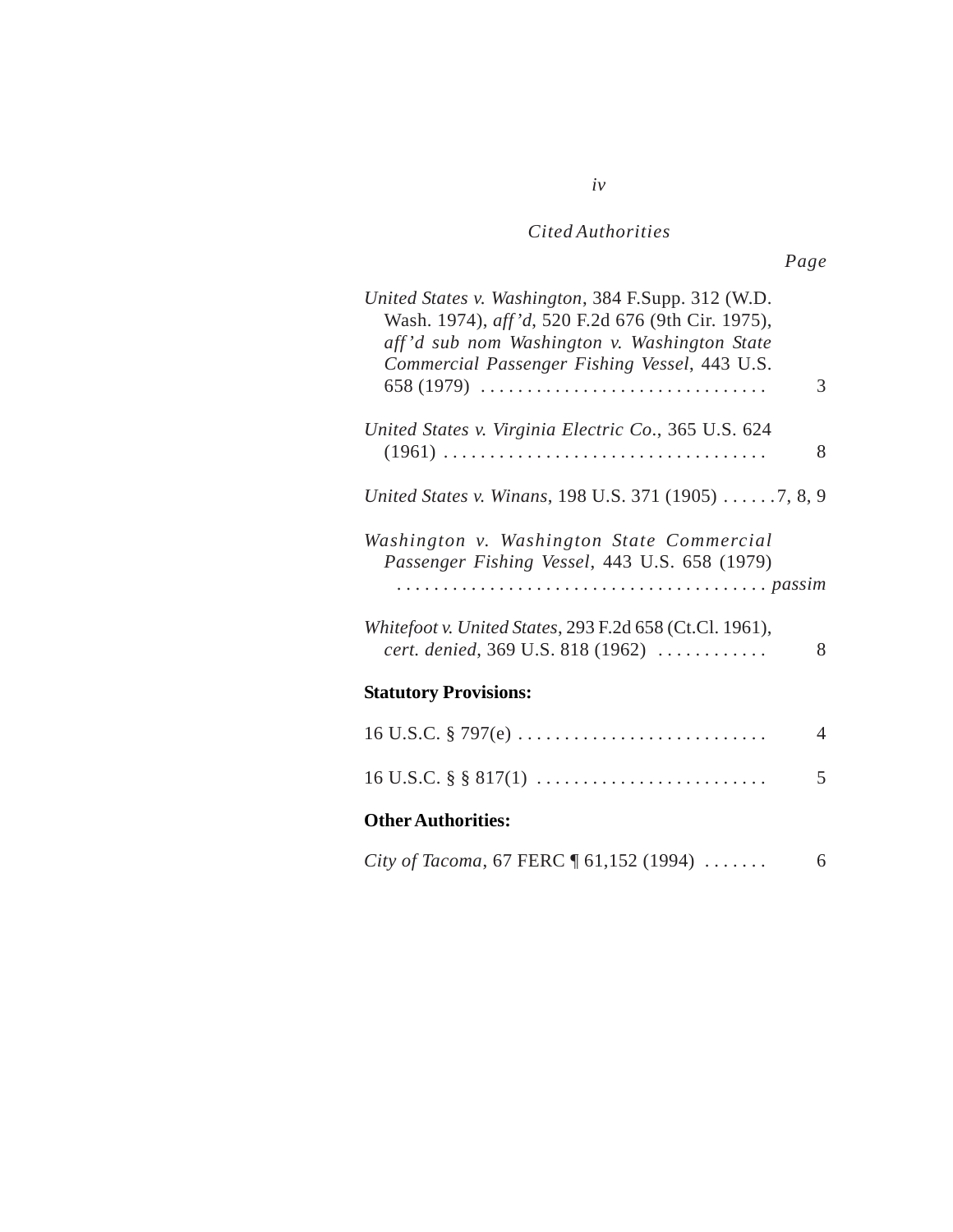*Cited Authorities*

*Page*

*United States v. Washington*, 384 F.Supp. 312 (W.D. Wash. 1974), *aff'd*, 520 F.2d 676 (9th Cir. 1975), *aff'd sub nom Washington v. Washington State Commercial Passenger Fishing Vessel*, 443 U.S. 658 (1979) . . . . . . . . . . . . . . . . . . . . . . . . . . . . . . . 3

*United States v. Virginia Electric Co.*, 365 U.S. 624 (1961) . . . . . . . . . . . . . . . . . . . . . . . . . . . . . . . . . . . 8

*United States v. Winans*, 198 U.S. 371 (1905) . . . . . . 7, 8, 9

*Washington v. Washington State Commercial Passenger Fishing Vessel*, 443 U.S. 658 (1979) . . . . . . . . . . . . . . . . . . . . . . . . . . . . . . . . . . . . . . . . *passim*

*Whitefoot v. United States*, 293 F.2d 658 (Ct.Cl. 1961), *cert. denied*, 369 U.S. 818 (1962) . . . . . . . . . . . . 8

**Statutory Provisions:**

16 U.S.C. § 797(e) . . . . . . . . . . . . . . . . . . . . . . . . . . . 4

16 U.S.C. § § 817(1) . . . . . . . . . . . . . . . . . . . . . . . . . 5

**Other Authorities:**

*City of Tacoma*, 67 FERC ¶ 61,152 (1994) . . . . . . . 6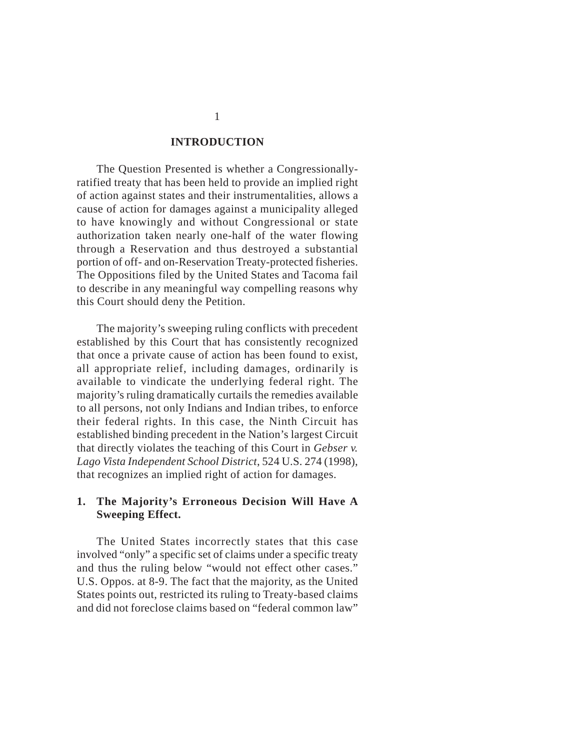## INTRODUCTION

The Question Presented is whether a Congressionally-ratified treaty that has been held to provide an implied right of action against states and their instrumentalities, allows a cause of action for damages against a municipality alleged to have knowingly and without Congressional or state authorization taken nearly one-half of the water flowing through a Reservation and thus destroyed a substantial portion of off- and on-Reservation Treaty-protected fisheries. The Oppositions filed by the United States and Tacoma fail to describe in any meaningful way compelling reasons why this Court should deny the Petition.

The majority's sweeping ruling conflicts with precedent established by this Court that has consistently recognized that once a private cause of action has been found to exist, all appropriate relief, including damages, ordinarily is available to vindicate the underlying federal right. The majority's ruling dramatically curtails the remedies available to all persons, not only Indians and Indian tribes, to enforce their federal rights. In this case, the Ninth Circuit has established binding precedent in the Nation's largest Circuit that directly violates the teaching of this Court in *Gebser v. Lago Vista Independent School District*, 524 U.S. 274 (1998), that recognizes an implied right of action for damages.

### 1. The Majority's Erroneous Decision Will Have A Sweeping Effect.

The United States incorrectly states that this case involved "only" a specific set of claims under a specific treaty and thus the ruling below "would not effect other cases." U.S. Oppos. at 8-9. The fact that the majority, as the United States points out, restricted its ruling to Treaty-based claims and did not foreclose claims based on "federal common law"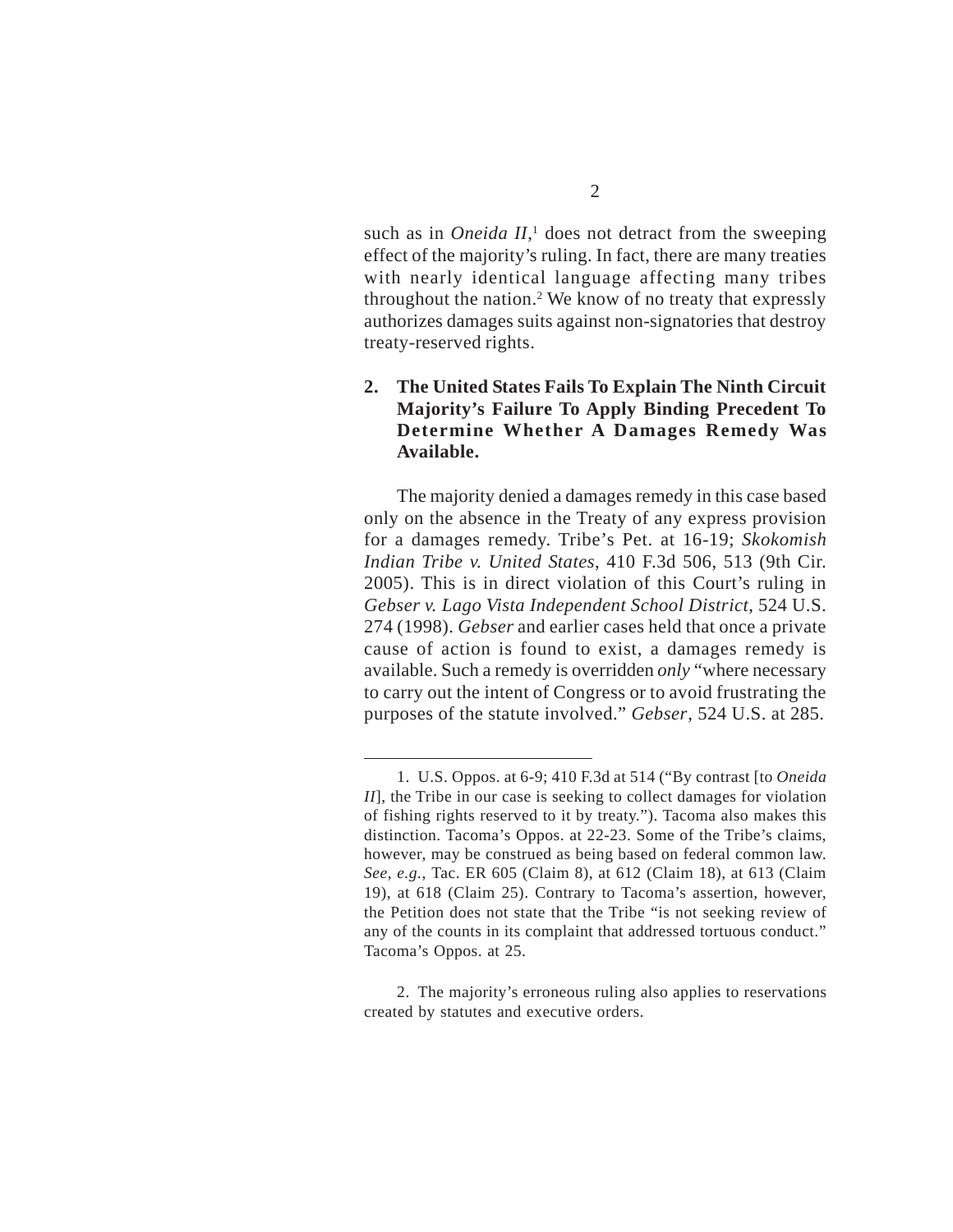such as in *Oneida II*,[1] does not detract from the sweeping effect of the majority's ruling. In fact, there are many treaties with nearly identical language affecting many tribes throughout the nation.[2] We know of no treaty that expressly authorizes damages suits against non-signatories that destroy treaty-reserved rights.

**2. The United States Fails To Explain The Ninth Circuit Majority's Failure To Apply Binding Precedent To Determine Whether A Damages Remedy Was Available.**

The majority denied a damages remedy in this case based only on the absence in the Treaty of any express provision for a damages remedy. Tribe's Pet. at 16-19; *Skokomish Indian Tribe v. United States*, 410 F.3d 506, 513 (9th Cir. 2005). This is in direct violation of this Court's ruling in *Gebser v. Lago Vista Independent School District*, 524 U.S. 274 (1998). *Gebser* and earlier cases held that once a private cause of action is found to exist, a damages remedy is available. Such a remedy is overridden *only* "where necessary to carry out the intent of Congress or to avoid frustrating the purposes of the statute involved." *Gebser*, 524 U.S. at 285.

---

1. U.S. Oppos. at 6-9; 410 F.3d at 514 ("By contrast [to *Oneida II*], the Tribe in our case is seeking to collect damages for violation of fishing rights reserved to it by treaty."). Tacoma also makes this distinction. Tacoma's Oppos. at 22-23. Some of the Tribe's claims, however, may be construed as being based on federal common law. *See, e.g.*, Tac. ER 605 (Claim 8), at 612 (Claim 18), at 613 (Claim 19), at 618 (Claim 25). Contrary to Tacoma's assertion, however, the Petition does not state that the Tribe "is not seeking review of any of the counts in its complaint that addressed tortuous conduct." Tacoma's Oppos. at 25.

2. The majority's erroneous ruling also applies to reservations created by statutes and executive orders.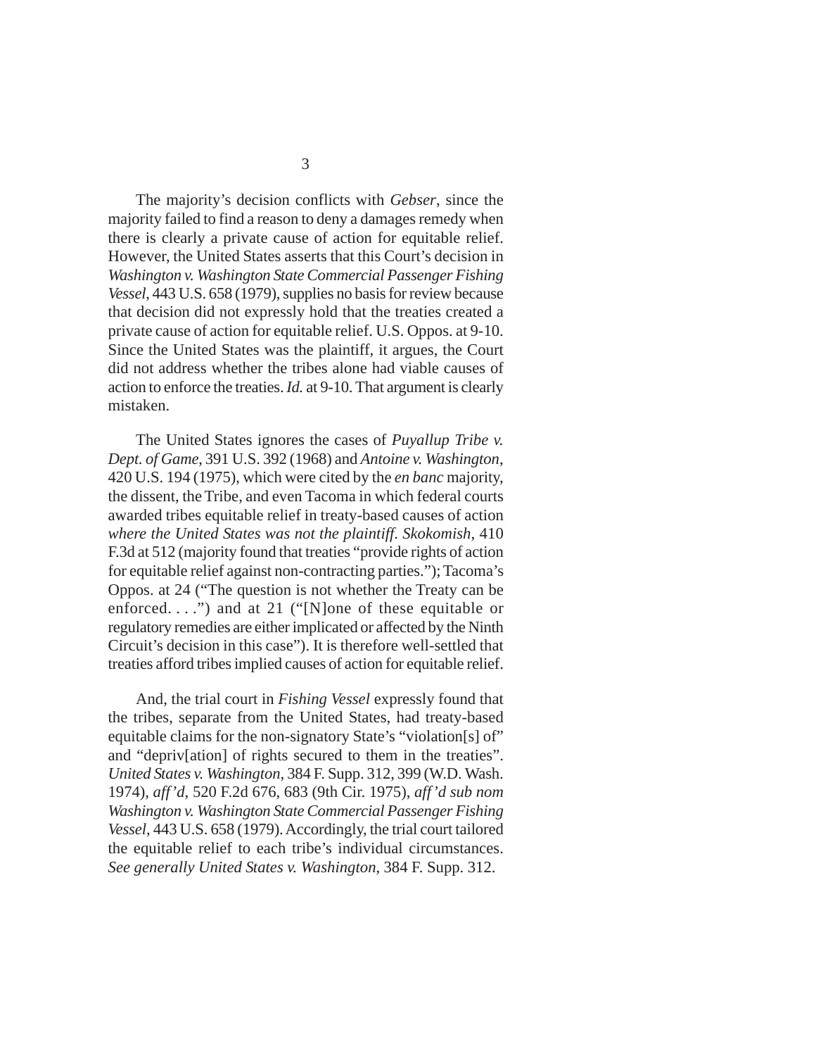The majority's decision conflicts with *Gebser*, since the majority failed to find a reason to deny a damages remedy when there is clearly a private cause of action for equitable relief. However, the United States asserts that this Court's decision in *Washington v. Washington State Commercial Passenger Fishing Vessel*, 443 U.S. 658 (1979), supplies no basis for review because that decision did not expressly hold that the treaties created a private cause of action for equitable relief. U.S. Oppos. at 9-10. Since the United States was the plaintiff, it argues, the Court did not address whether the tribes alone had viable causes of action to enforce the treaties. *Id.* at 9-10. That argument is clearly mistaken.

The United States ignores the cases of *Puyallup Tribe v. Dept. of Game*, 391 U.S. 392 (1968) and *Antoine v. Washington*, 420 U.S. 194 (1975), which were cited by the *en banc* majority, the dissent, the Tribe, and even Tacoma in which federal courts awarded tribes equitable relief in treaty-based causes of action *where the United States was not the plaintiff*. *Skokomish*, 410 F.3d at 512 (majority found that treaties "provide rights of action for equitable relief against non-contracting parties."); Tacoma's Oppos. at 24 ("The question is not whether the Treaty can be enforced. . . .") and at 21 ("[N]one of these equitable or regulatory remedies are either implicated or affected by the Ninth Circuit's decision in this case"). It is therefore well-settled that treaties afford tribes implied causes of action for equitable relief.

And, the trial court in *Fishing Vessel* expressly found that the tribes, separate from the United States, had treaty-based equitable claims for the non-signatory State's "violation[s] of" and "depriv[ation] of rights secured to them in the treaties". *United States v. Washington*, 384 F. Supp. 312, 399 (W.D. Wash. 1974), *aff'd*, 520 F.2d 676, 683 (9th Cir. 1975), *aff'd sub nom Washington v. Washington State Commercial Passenger Fishing Vessel*, 443 U.S. 658 (1979). Accordingly, the trial court tailored the equitable relief to each tribe's individual circumstances. *See generally United States v. Washington*, 384 F. Supp. 312.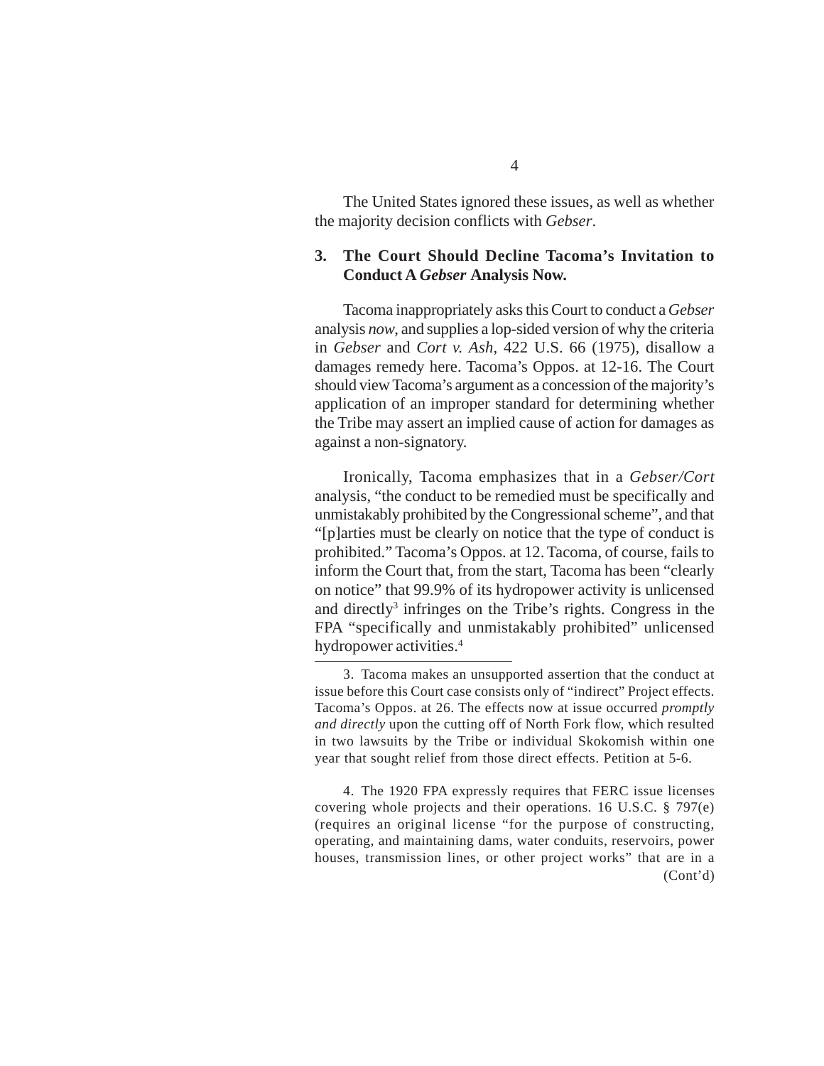The United States ignored these issues, as well as whether the majority decision conflicts with *Gebser*.

### 3. The Court Should Decline Tacoma's Invitation to Conduct A *Gebser* Analysis Now.

Tacoma inappropriately asks this Court to conduct a *Gebser* analysis *now*, and supplies a lop-sided version of why the criteria in *Gebser* and *Cort v. Ash*, 422 U.S. 66 (1975), disallow a damages remedy here. Tacoma's Oppos. at 12-16. The Court should view Tacoma's argument as a concession of the majority's application of an improper standard for determining whether the Tribe may assert an implied cause of action for damages as against a non-signatory.

Ironically, Tacoma emphasizes that in a *Gebser/Cort* analysis, "the conduct to be remedied must be specifically and unmistakably prohibited by the Congressional scheme", and that "[p]arties must be clearly on notice that the type of conduct is prohibited." Tacoma's Oppos. at 12. Tacoma, of course, fails to inform the Court that, from the start, Tacoma has been "clearly on notice" that 99.9% of its hydropower activity is unlicensed and directly[3] infringes on the Tribe's rights. Congress in the FPA "specifically and unmistakably prohibited" unlicensed hydropower activities.[4]

---

3. Tacoma makes an unsupported assertion that the conduct at issue before this Court case consists only of "indirect" Project effects. Tacoma's Oppos. at 26. The effects now at issue occurred *promptly and directly* upon the cutting off of North Fork flow, which resulted in two lawsuits by the Tribe or individual Skokomish within one year that sought relief from those direct effects. Petition at 5-6.

4. The 1920 FPA expressly requires that FERC issue licenses covering whole projects and their operations. 16 U.S.C. § 797(e) (requires an original license "for the purpose of constructing, operating, and maintaining dams, water conduits, reservoirs, power houses, transmission lines, or other project works" that are in a (Cont'd)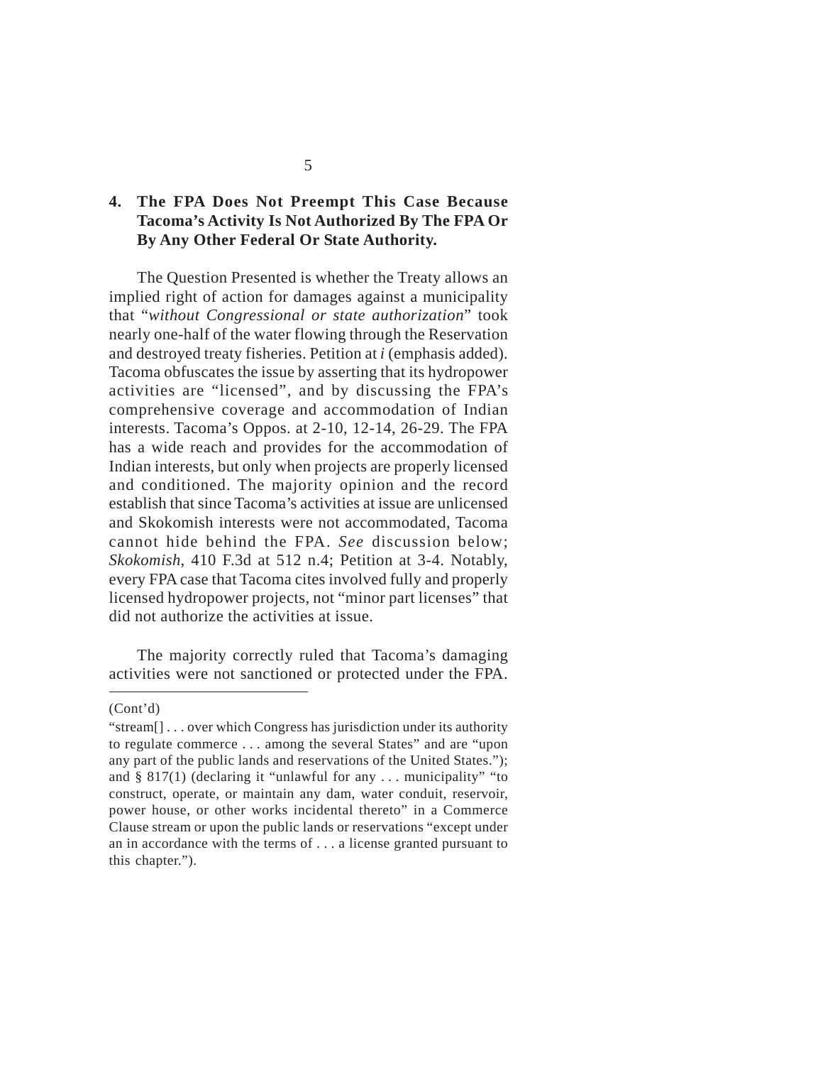### 4. The FPA Does Not Preempt This Case Because Tacoma's Activity Is Not Authorized By The FPA Or By Any Other Federal Or State Authority.

The Question Presented is whether the Treaty allows an implied right of action for damages against a municipality that "*without Congressional or state authorization*" took nearly one-half of the water flowing through the Reservation and destroyed treaty fisheries. Petition at *i* (emphasis added). Tacoma obfuscates the issue by asserting that its hydropower activities are "licensed", and by discussing the FPA's comprehensive coverage and accommodation of Indian interests. Tacoma's Oppos. at 2-10, 12-14, 26-29. The FPA has a wide reach and provides for the accommodation of Indian interests, but only when projects are properly licensed and conditioned. The majority opinion and the record establish that since Tacoma's activities at issue are unlicensed and Skokomish interests were not accommodated, Tacoma cannot hide behind the FPA. *See* discussion below; *Skokomish*, 410 F.3d at 512 n.4; Petition at 3-4. Notably, every FPA case that Tacoma cites involved fully and properly licensed hydropower projects, not "minor part licenses" that did not authorize the activities at issue.

The majority correctly ruled that Tacoma's damaging activities were not sanctioned or protected under the FPA.

---

(Cont'd)

"stream[] . . . over which Congress has jurisdiction under its authority to regulate commerce . . . among the several States" and are "upon any part of the public lands and reservations of the United States."); and § 817(1) (declaring it "unlawful for any . . . municipality" "to construct, operate, or maintain any dam, water conduit, reservoir, power house, or other works incidental thereto" in a Commerce Clause stream or upon the public lands or reservations "except under an in accordance with the terms of . . . a license granted pursuant to this chapter.").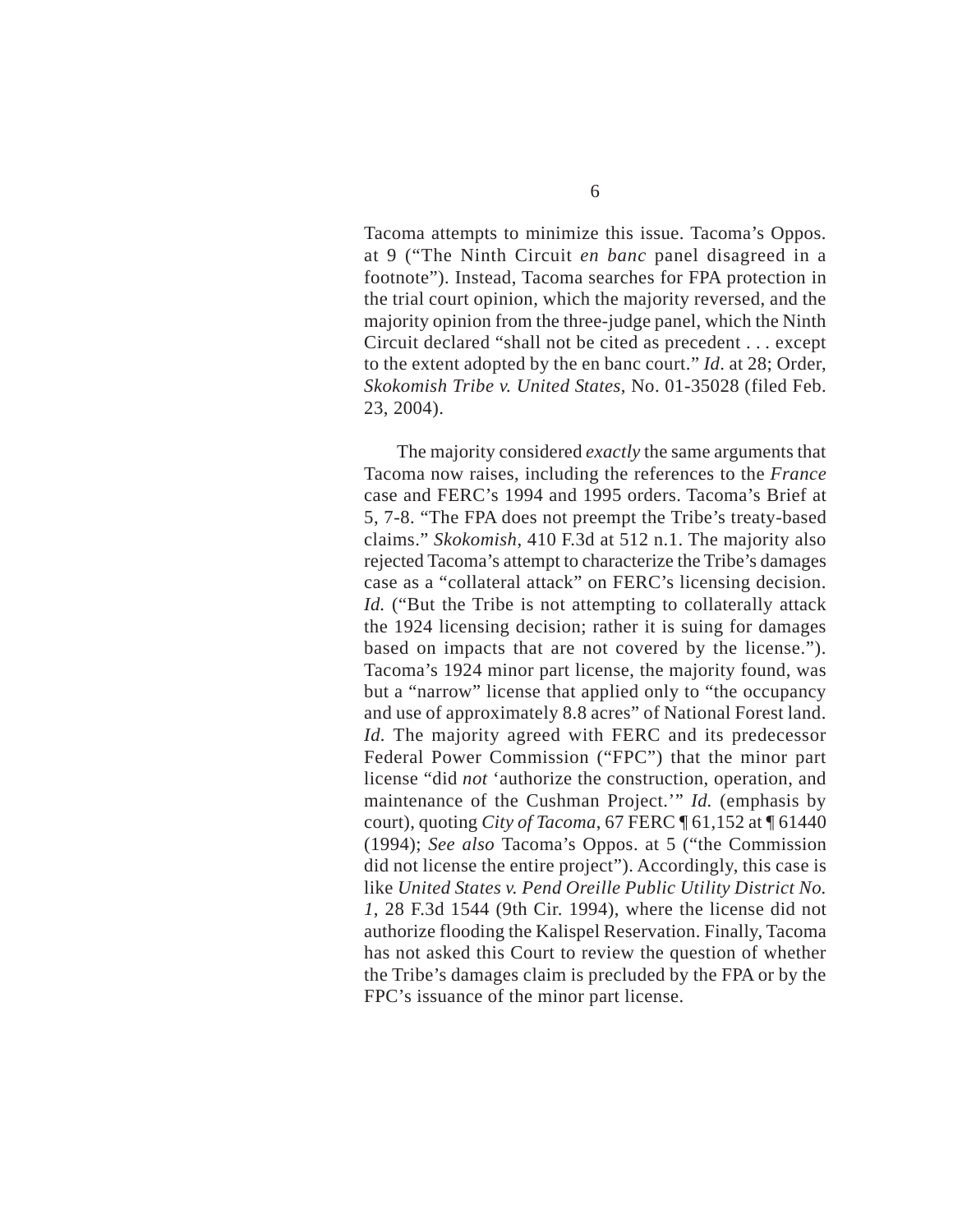Tacoma attempts to minimize this issue. Tacoma's Oppos. at 9 ("The Ninth Circuit *en banc* panel disagreed in a footnote"). Instead, Tacoma searches for FPA protection in the trial court opinion, which the majority reversed, and the majority opinion from the three-judge panel, which the Ninth Circuit declared "shall not be cited as precedent . . . except to the extent adopted by the en banc court." *Id*. at 28; Order, *Skokomish Tribe v. United States*, No. 01-35028 (filed Feb. 23, 2004).

The majority considered *exactly* the same arguments that Tacoma now raises, including the references to the *France* case and FERC's 1994 and 1995 orders. Tacoma's Brief at 5, 7-8. "The FPA does not preempt the Tribe's treaty-based claims." *Skokomish*, 410 F.3d at 512 n.1. The majority also rejected Tacoma's attempt to characterize the Tribe's damages case as a "collateral attack" on FERC's licensing decision. *Id.* ("But the Tribe is not attempting to collaterally attack the 1924 licensing decision; rather it is suing for damages based on impacts that are not covered by the license."). Tacoma's 1924 minor part license, the majority found, was but a "narrow" license that applied only to "the occupancy and use of approximately 8.8 acres" of National Forest land. *Id.* The majority agreed with FERC and its predecessor Federal Power Commission ("FPC") that the minor part license "did *not* 'authorize the construction, operation, and maintenance of the Cushman Project.'" *Id.* (emphasis by court), quoting *City of Tacoma*, 67 FERC ¶ 61,152 at ¶ 61440 (1994); *See also* Tacoma's Oppos. at 5 ("the Commission did not license the entire project"). Accordingly, this case is like *United States v. Pend Oreille Public Utility District No. 1*, 28 F.3d 1544 (9th Cir. 1994), where the license did not authorize flooding the Kalispel Reservation. Finally, Tacoma has not asked this Court to review the question of whether the Tribe's damages claim is precluded by the FPA or by the FPC's issuance of the minor part license.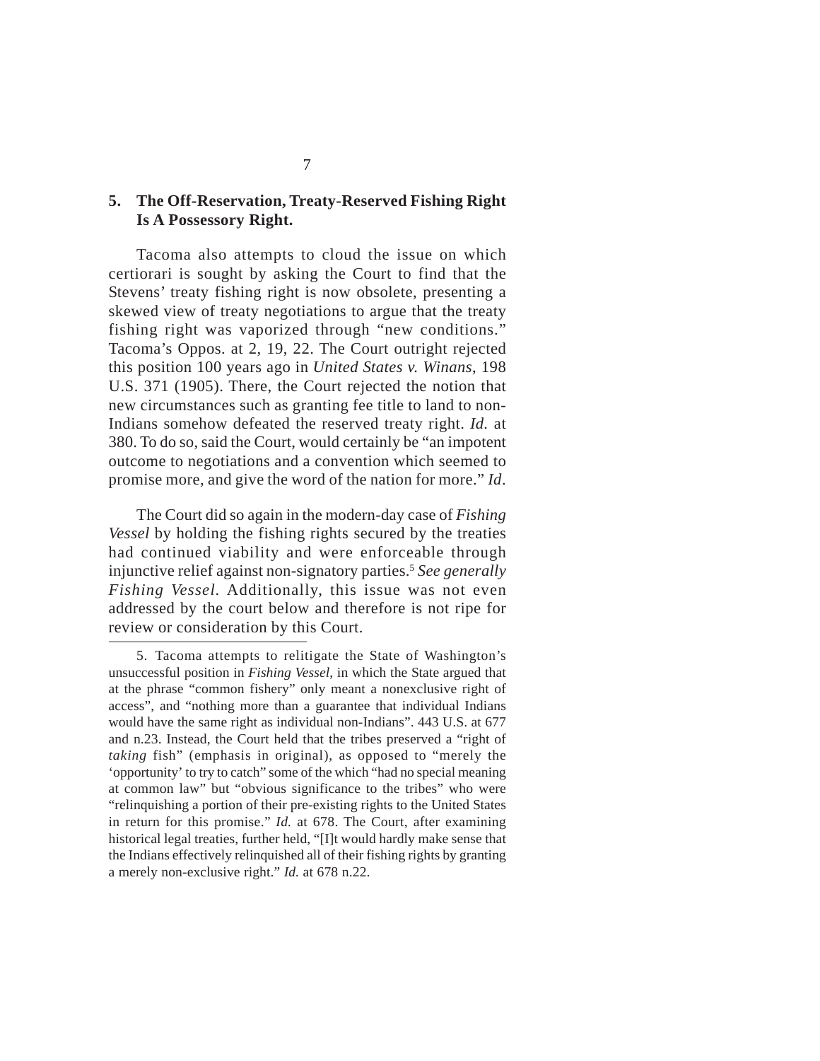## 5. The Off-Reservation, Treaty-Reserved Fishing Right Is A Possessory Right.

Tacoma also attempts to cloud the issue on which certiorari is sought by asking the Court to find that the Stevens' treaty fishing right is now obsolete, presenting a skewed view of treaty negotiations to argue that the treaty fishing right was vaporized through "new conditions." Tacoma's Oppos. at 2, 19, 22. The Court outright rejected this position 100 years ago in *United States v. Winans*, 198 U.S. 371 (1905). There, the Court rejected the notion that new circumstances such as granting fee title to land to non-Indians somehow defeated the reserved treaty right. *Id.* at 380. To do so, said the Court, would certainly be "an impotent outcome to negotiations and a convention which seemed to promise more, and give the word of the nation for more." *Id*.

The Court did so again in the modern-day case of *Fishing Vessel* by holding the fishing rights secured by the treaties had continued viability and were enforceable through injunctive relief against non-signatory parties.[5] *See generally Fishing Vessel.* Additionally, this issue was not even addressed by the court below and therefore is not ripe for review or consideration by this Court.

---

5. Tacoma attempts to relitigate the State of Washington's unsuccessful position in *Fishing Vessel*, in which the State argued that at the phrase "common fishery" only meant a nonexclusive right of access", and "nothing more than a guarantee that individual Indians would have the same right as individual non-Indians". 443 U.S. at 677 and n.23. Instead, the Court held that the tribes preserved a "right of *taking* fish" (emphasis in original), as opposed to "merely the 'opportunity' to try to catch" some of the which "had no special meaning at common law" but "obvious significance to the tribes" who were "relinquishing a portion of their pre-existing rights to the United States in return for this promise." *Id.* at 678. The Court, after examining historical legal treaties, further held, "[I]t would hardly make sense that the Indians effectively relinquished all of their fishing rights by granting a merely non-exclusive right." *Id.* at 678 n.22.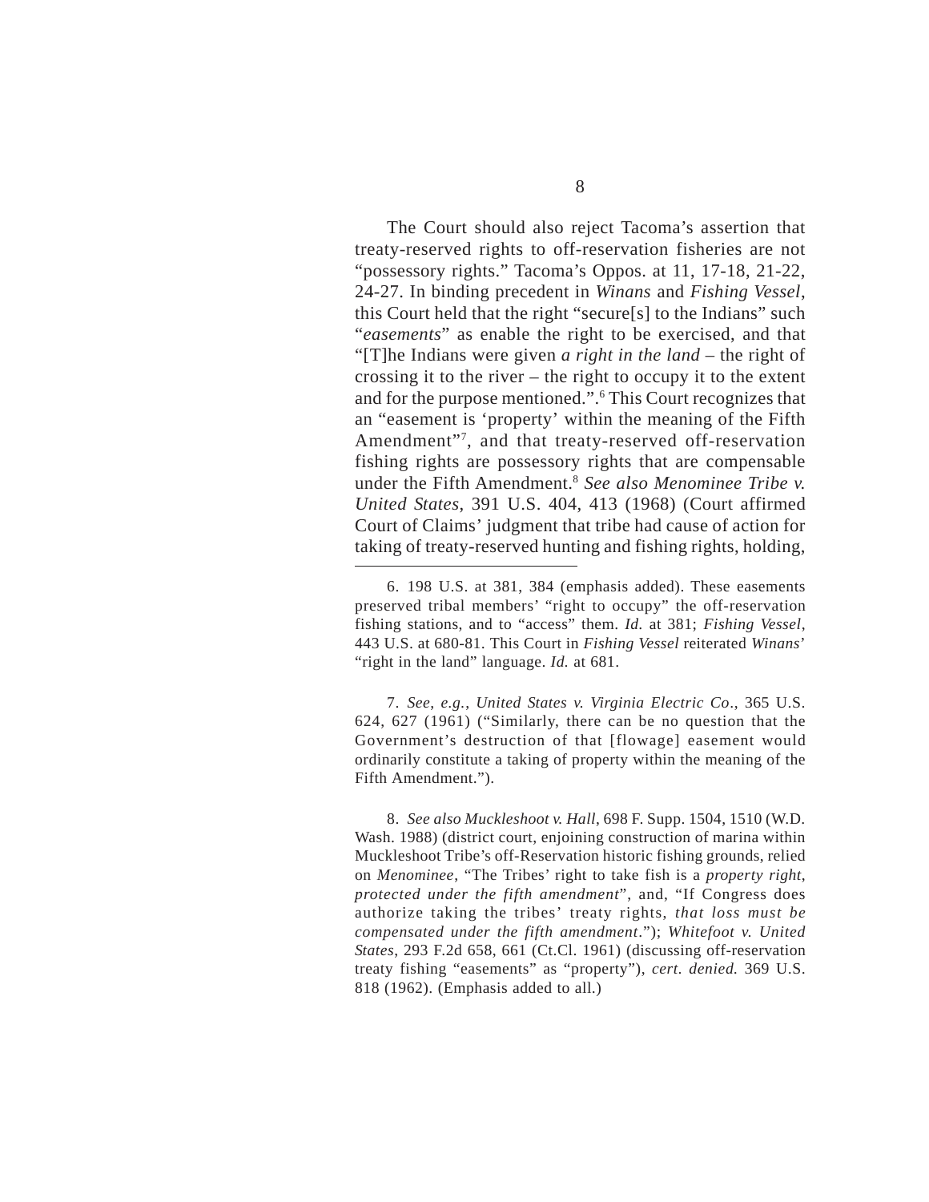The Court should also reject Tacoma's assertion that treaty-reserved rights to off-reservation fisheries are not "possessory rights." Tacoma's Oppos. at 11, 17-18, 21-22, 24-27. In binding precedent in *Winans* and *Fishing Vessel*, this Court held that the right "secure[s] to the Indians" such "*easements*" as enable the right to be exercised, and that "[T]he Indians were given *a right in the land* – the right of crossing it to the river – the right to occupy it to the extent and for the purpose mentioned.".[6] This Court recognizes that an "easement is 'property' within the meaning of the Fifth Amendment"[7], and that treaty-reserved off-reservation fishing rights are possessory rights that are compensable under the Fifth Amendment.[8] *See also Menominee Tribe v. United States*, 391 U.S. 404, 413 (1968) (Court affirmed Court of Claims' judgment that tribe had cause of action for taking of treaty-reserved hunting and fishing rights, holding,

---

6. 198 U.S. at 381, 384 (emphasis added). These easements preserved tribal members' "right to occupy" the off-reservation fishing stations, and to "access" them. *Id.* at 381; *Fishing Vessel*, 443 U.S. at 680-81. This Court in *Fishing Vessel* reiterated *Winans*' "right in the land" language. *Id.* at 681.

7. *See, e.g.*, *United States v. Virginia Electric Co*., 365 U.S. 624, 627 (1961) ("Similarly, there can be no question that the Government's destruction of that [flowage] easement would ordinarily constitute a taking of property within the meaning of the Fifth Amendment.").

8. *See also Muckleshoot v. Hall*, 698 F. Supp. 1504, 1510 (W.D. Wash. 1988) (district court, enjoining construction of marina within Muckleshoot Tribe's off-Reservation historic fishing grounds, relied on *Menominee*, "The Tribes' right to take fish is a *property right, protected under the fifth amendment*", and, "If Congress does authorize taking the tribes' treaty rights, *that loss must be compensated under the fifth amendment*."); *Whitefoot v. United States*, 293 F.2d 658, 661 (Ct.Cl. 1961) (discussing off-reservation treaty fishing "easements" as "property"), *cert. denied.* 369 U.S. 818 (1962). (Emphasis added to all.)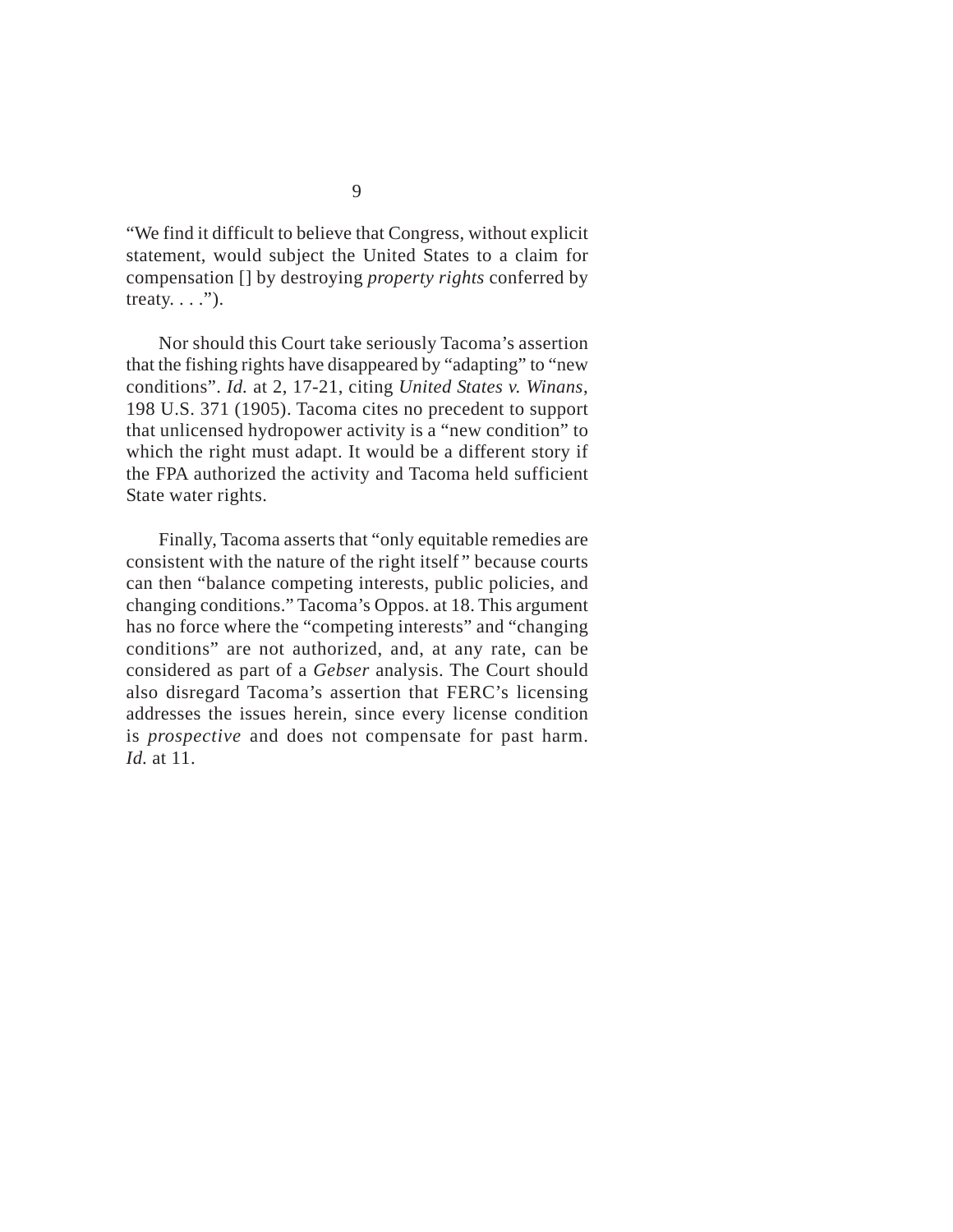"We find it difficult to believe that Congress, without explicit statement, would subject the United States to a claim for compensation [] by destroying *property rights* conferred by treaty. . . .").

Nor should this Court take seriously Tacoma's assertion that the fishing rights have disappeared by "adapting" to "new conditions". *Id.* at 2, 17-21, citing *United States v. Winans*, 198 U.S. 371 (1905). Tacoma cites no precedent to support that unlicensed hydropower activity is a "new condition" to which the right must adapt. It would be a different story if the FPA authorized the activity and Tacoma held sufficient State water rights.

Finally, Tacoma asserts that "only equitable remedies are consistent with the nature of the right itself" because courts can then "balance competing interests, public policies, and changing conditions." Tacoma's Oppos. at 18. This argument has no force where the "competing interests" and "changing conditions" are not authorized, and, at any rate, can be considered as part of a *Gebser* analysis. The Court should also disregard Tacoma's assertion that FERC's licensing addresses the issues herein, since every license condition is *prospective* and does not compensate for past harm. *Id.* at 11.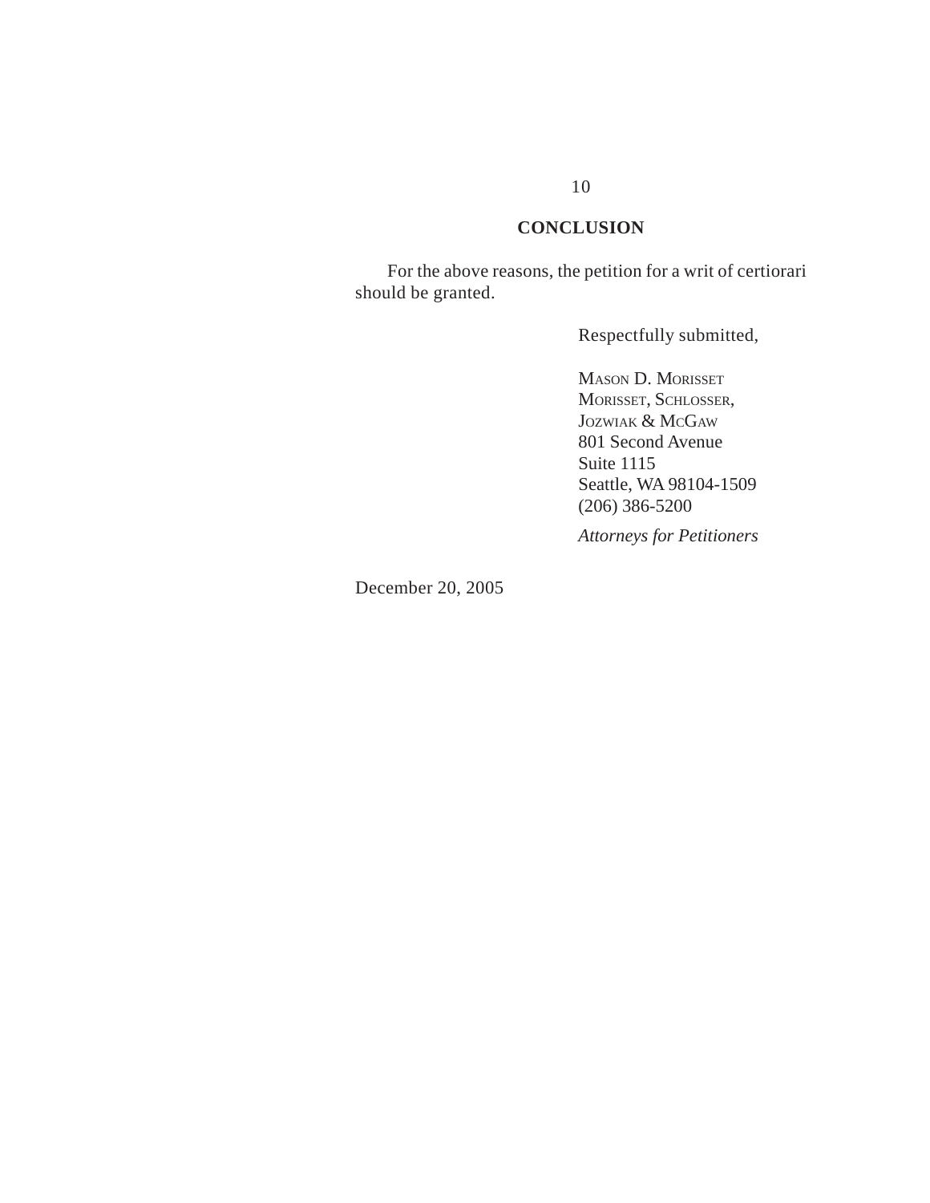## CONCLUSION

For the above reasons, the petition for a writ of certiorari should be granted.

Respectfully submitted,

MASON D. MORISSET
MORISSET, SCHLOSSER,
JOZWIAK & MCGAW
801 Second Avenue
Suite 1115
Seattle, WA 98104-1509
(206) 386-5200

*Attorneys for Petitioners*

December 20, 2005